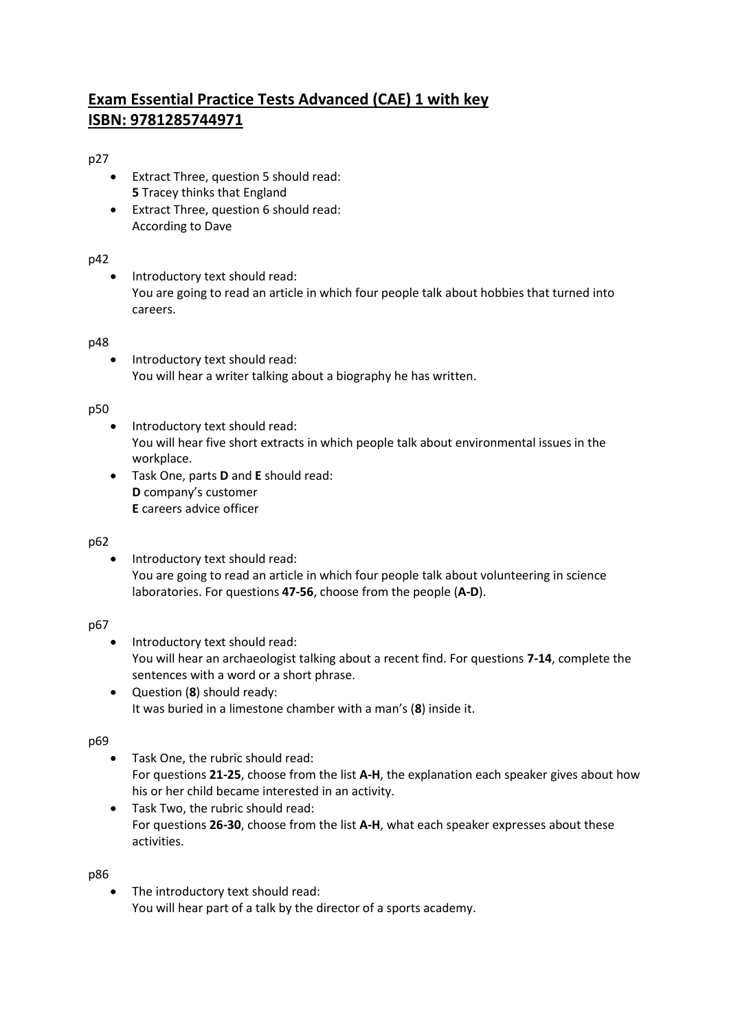# Exam Essential Practice Tests Advanced (CAE) 1 with key ISBN: 9781285744971

p27

- Extract Three, question 5 should read:
  **5** Tracey thinks that England
- Extract Three, question 6 should read:
  According to Dave

p42

- Introductory text should read:
  You are going to read an article in which four people talk about hobbies that turned into careers.

p48

- Introductory text should read:
  You will hear a writer talking about a biography he has written.

p50

- Introductory text should read:
  You will hear five short extracts in which people talk about environmental issues in the workplace.
- Task One, parts **D** and **E** should read:
  **D** company's customer
  **E** careers advice officer

p62

- Introductory text should read:
  You are going to read an article in which four people talk about volunteering in science laboratories. For questions **47-56**, choose from the people (**A-D**).

p67

- Introductory text should read:
  You will hear an archaeologist talking about a recent find. For questions **7-14**, complete the sentences with a word or a short phrase.
- Question (**8**) should ready:
  It was buried in a limestone chamber with a man's (**8**) inside it.

p69

- Task One, the rubric should read:
  For questions **21-25**, choose from the list **A-H**, the explanation each speaker gives about how his or her child became interested in an activity.
- Task Two, the rubric should read:
  For questions **26-30**, choose from the list **A-H**, what each speaker expresses about these activities.

p86

- The introductory text should read:
  You will hear part of a talk by the director of a sports academy.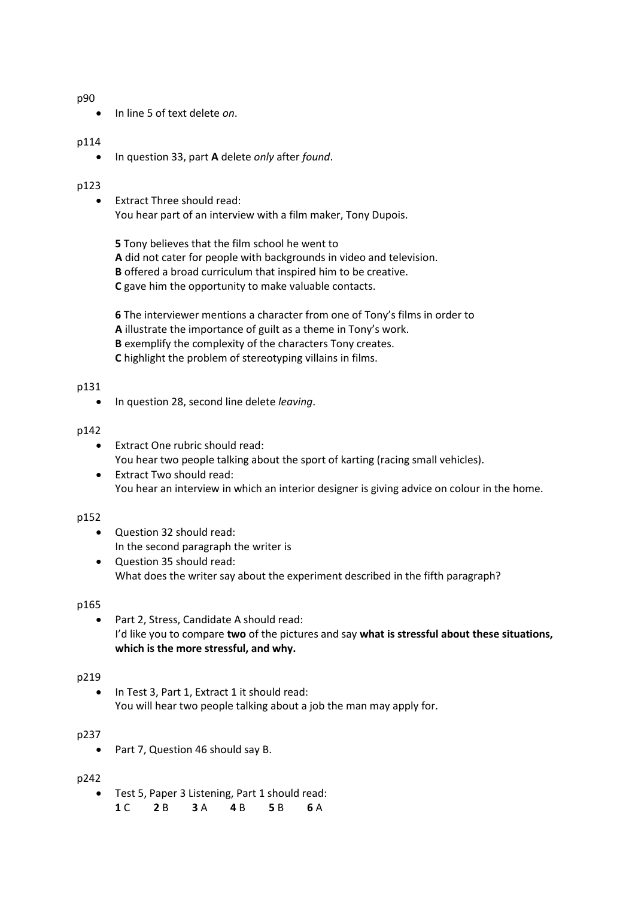p90

- In line 5 of text delete *on*.

p114

- In question 33, part **A** delete *only* after *found*.

p123

- Extract Three should read:
  You hear part of an interview with a film maker, Tony Dupois.

  **5** Tony believes that the film school he went to
  **A** did not cater for people with backgrounds in video and television.
  **B** offered a broad curriculum that inspired him to be creative.
  **C** gave him the opportunity to make valuable contacts.

  **6** The interviewer mentions a character from one of Tony's films in order to
  **A** illustrate the importance of guilt as a theme in Tony's work.
  **B** exemplify the complexity of the characters Tony creates.
  **C** highlight the problem of stereotyping villains in films.

p131

- In question 28, second line delete *leaving*.

p142

- Extract One rubric should read:
  You hear two people talking about the sport of karting (racing small vehicles).
- Extract Two should read:
  You hear an interview in which an interior designer is giving advice on colour in the home.

p152

- Question 32 should read:
  In the second paragraph the writer is
- Question 35 should read:
  What does the writer say about the experiment described in the fifth paragraph?

p165

- Part 2, Stress, Candidate A should read:
  I'd like you to compare **two** of the pictures and say **what is stressful about these situations, which is the more stressful, and why.**

p219

- In Test 3, Part 1, Extract 1 it should read:
  You will hear two people talking about a job the man may apply for.

p237

- Part 7, Question 46 should say B.

p242

- Test 5, Paper 3 Listening, Part 1 should read:
  **1** C **2** B **3** A **4** B **5** B **6** A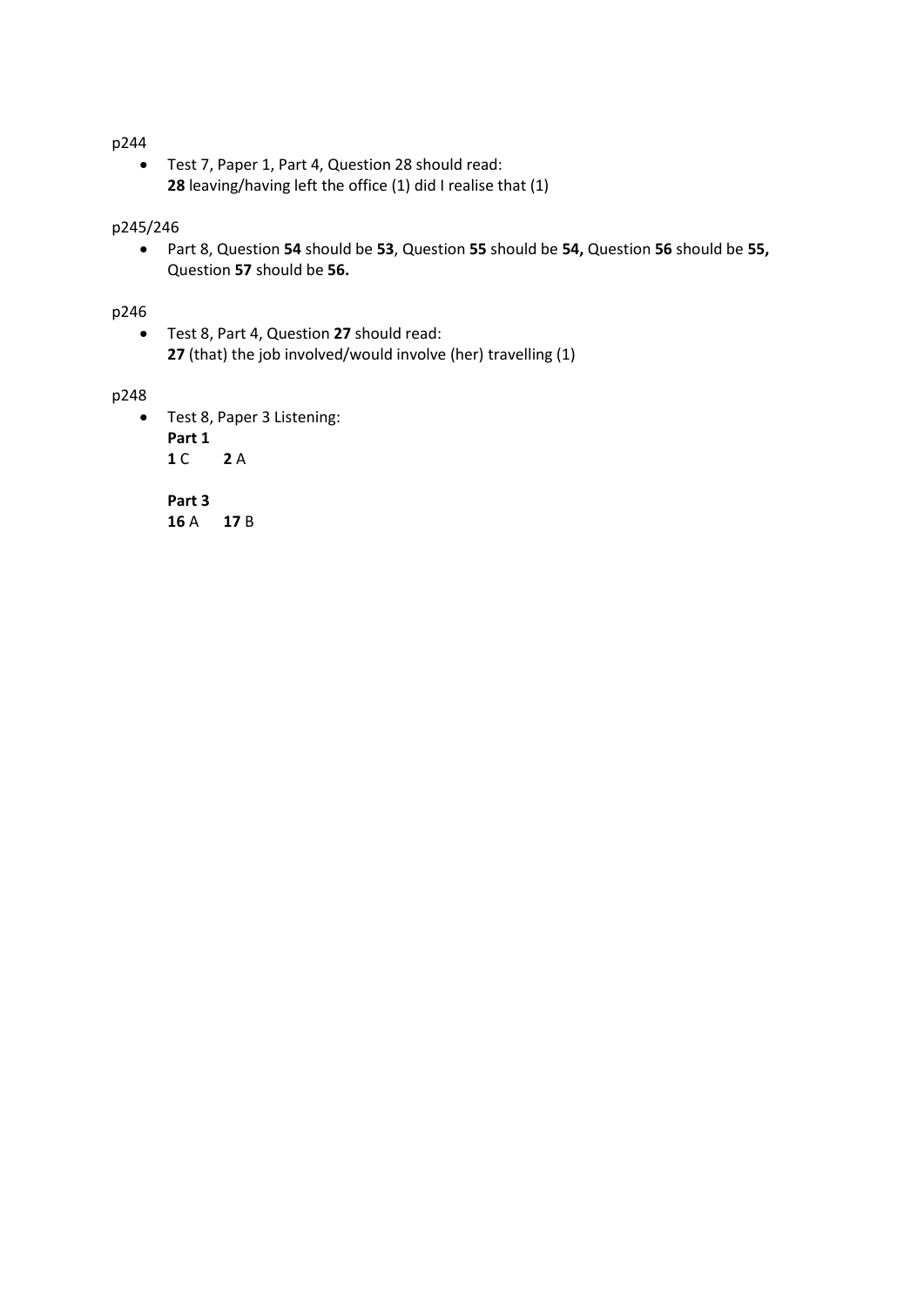p244

- Test 7, Paper 1, Part 4, Question 28 should read:
  **28** leaving/having left the office (1) did I realise that (1)

p245/246

- Part 8, Question **54** should be **53**, Question **55** should be **54,** Question **56** should be **55,** Question **57** should be **56.**

p246

- Test 8, Part 4, Question **27** should read:
  **27** (that) the job involved/would involve (her) travelling (1)

p248

- Test 8, Paper 3 Listening:
  **Part 1**
  **1** C **2** A

  **Part 3**
  **16** A **17** B